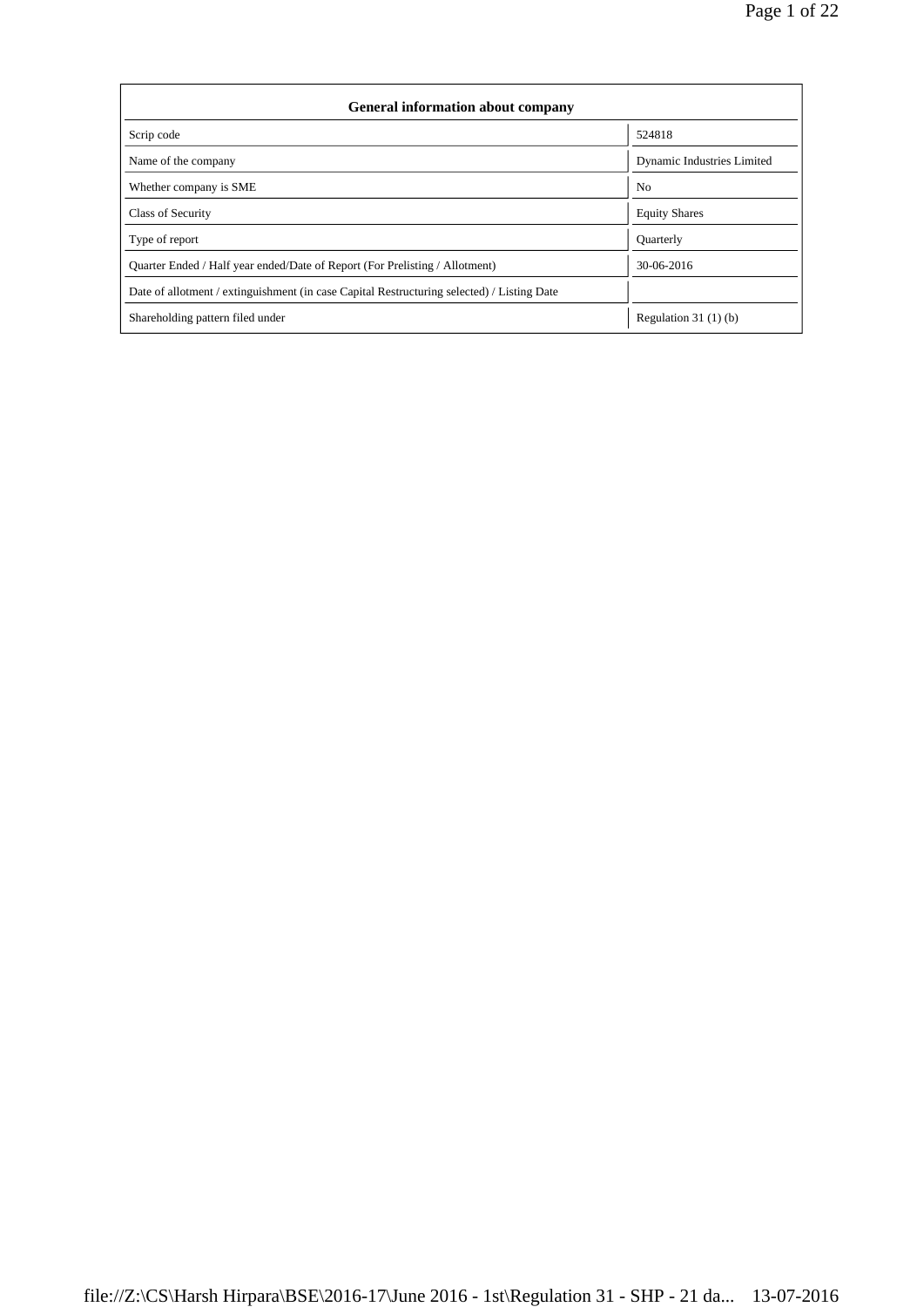| General information about company | |
|---|---|
| Scrip code | 524818 |
| Name of the company | Dynamic Industries Limited |
| Whether company is SME | No |
| Class of Security | Equity Shares |
| Type of report | Quarterly |
| Quarter Ended / Half year ended/Date of Report (For Prelisting / Allotment) | 30-06-2016 |
| Date of allotment / extinguishment (in case Capital Restructuring selected) / Listing Date | |
| Shareholding pattern filed under | Regulation 31 (1) (b) |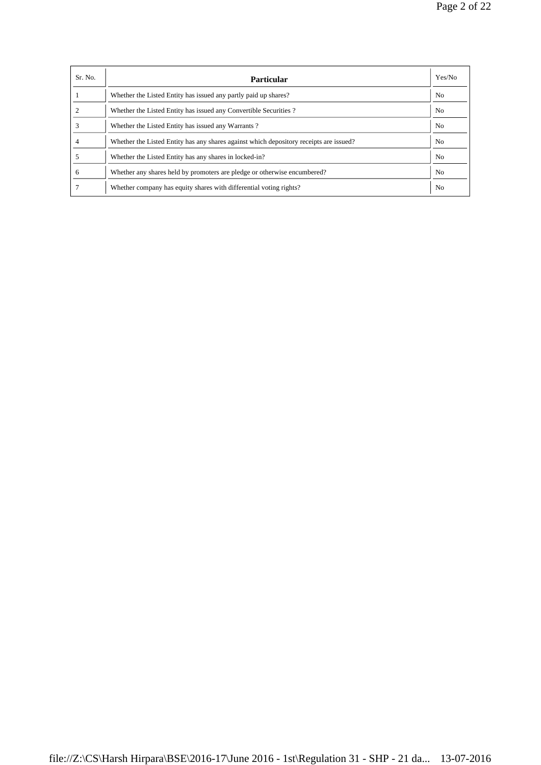| Sr. No. | Particular | Yes/No |
|---|---|---|
| 1 | Whether the Listed Entity has issued any partly paid up shares? | No |
| 2 | Whether the Listed Entity has issued any Convertible Securities ? | No |
| 3 | Whether the Listed Entity has issued any Warrants ? | No |
| 4 | Whether the Listed Entity has any shares against which depository receipts are issued? | No |
| 5 | Whether the Listed Entity has any shares in locked-in? | No |
| 6 | Whether any shares held by promoters are pledge or otherwise encumbered? | No |
| 7 | Whether company has equity shares with differential voting rights? | No |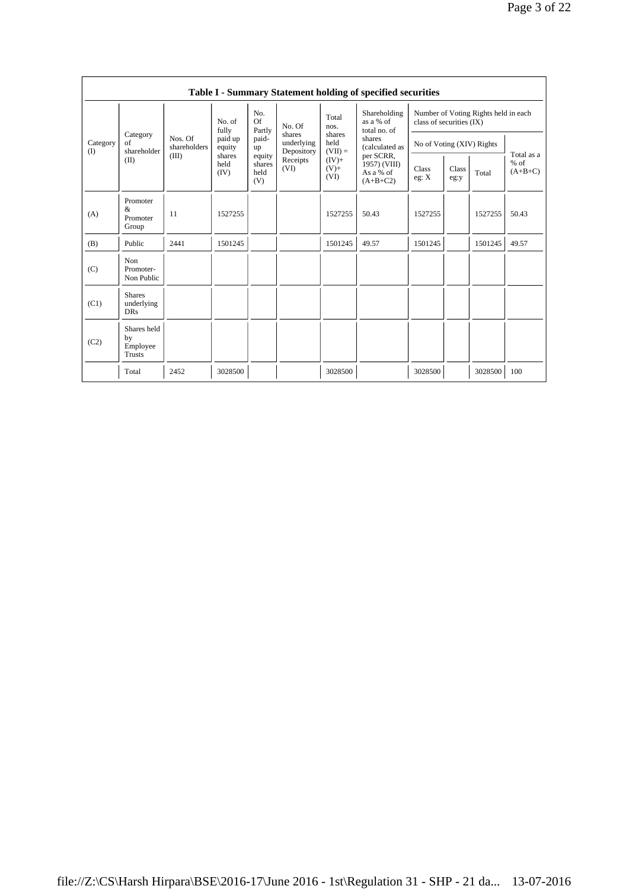## Table I - Summary Statement holding of specified securities

| Category (I) | Category of shareholder (II) | Nos. Of shareholders (III) | No. of fully paid up equity shares held (IV) | No. Of Partly paid-up equity shares held (V) | No. Of shares underlying Depository Receipts (VI) | Total nos. shares held (VII) = (IV)+(V)+ (VI) | Shareholding as a % of total no. of shares (calculated as per SCRR, 1957) (VIII) As a % of (A+B+C2) | Number of Voting Rights held in each class of securities (IX) | | | |
|---|---|---|---|---|---|---|---|---|---|---|---|
| | | | | | | | | No of Voting (XIV) Rights | | | Total as a % of (A+B+C) |
| | | | | | | | | Class eg: X | Class eg:y | Total | |
| (A) | Promoter & Promoter Group | 11 | 1527255 | | | 1527255 | 50.43 | 1527255 | | 1527255 | 50.43 |
| (B) | Public | 2441 | 1501245 | | | 1501245 | 49.57 | 1501245 | | 1501245 | 49.57 |
| (C) | Non Promoter- Non Public | | | | | | | | | | |
| (C1) | Shares underlying DRs | | | | | | | | | | |
| (C2) | Shares held by Employee Trusts | | | | | | | | | | |
| | Total | 2452 | 3028500 | | | 3028500 | | 3028500 | | 3028500 | 100 |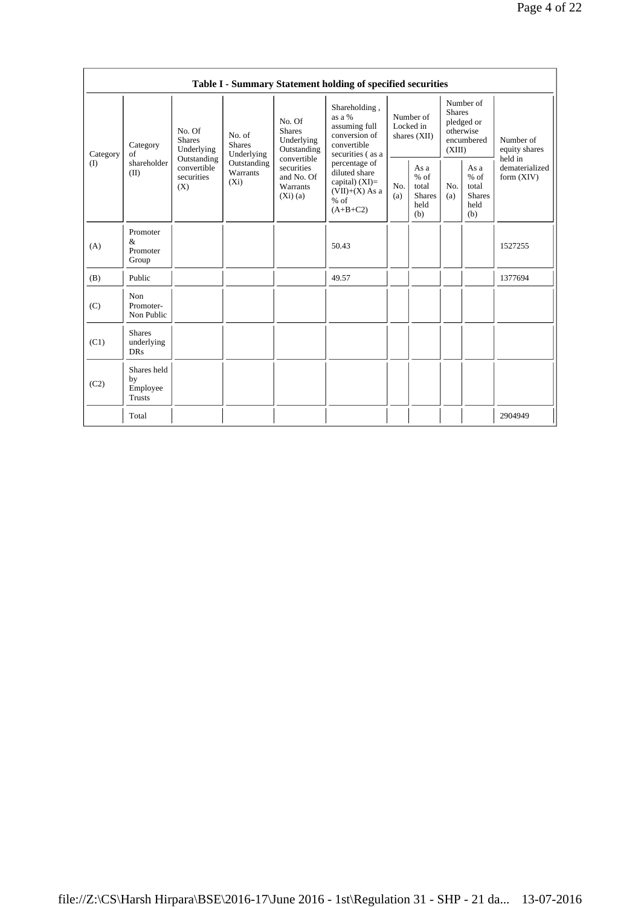**Table I - Summary Statement holding of specified securities**

| Category (I) | Category of shareholder (II) | No. Of Shares Underlying Outstanding convertible securities (X) | No. of Shares Underlying Outstanding Warrants (Xi) | No. Of Shares Underlying Outstanding convertible securities and No. Of Warrants (Xi) (a) | Shareholding , as a % assuming full conversion of convertible securities ( as a percentage of diluted share capital) (XI)= (VII)+(X) As a % of (A+B+C2) | Number of Locked in shares (XII) | | Number of Shares pledged or otherwise encumbered (XIII) | | Number of equity shares held in dematerialized form (XIV) |
|---|---|---|---|---|---|---|---|---|---|---|
| | | | | | | No. (a) | As a % of total Shares held (b) | No. (a) | As a % of total Shares held (b) | |
| (A) | Promoter & Promoter Group | | | | 50.43 | | | | | 1527255 |
| (B) | Public | | | | 49.57 | | | | | 1377694 |
| (C) | Non Promoter- Non Public | | | | | | | | | |
| (C1) | Shares underlying DRs | | | | | | | | | |
| (C2) | Shares held by Employee Trusts | | | | | | | | | |
| | Total | | | | | | | | | 2904949 |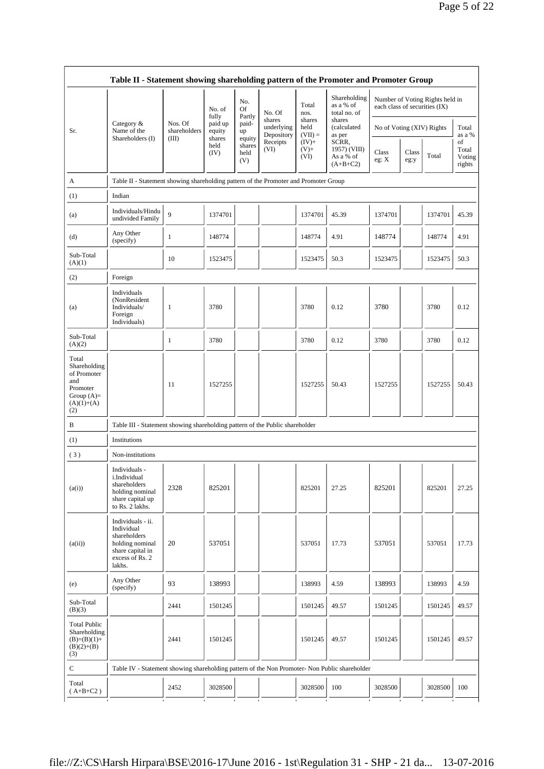## Table II - Statement showing shareholding pattern of the Promoter and Promoter Group

| Sr. | Category & Name of the Shareholders (I) | Nos. Of shareholders (III) | No. of fully paid up equity shares held (IV) | No. Of Partly paid-up equity shares held (V) | No. Of shares underlying Depository Receipts (VI) | Total nos. shares held (VII) = (IV)+ (V)+ (VI) | Shareholding as a % of total no. of shares (calculated as per SCRR, 1957) (VIII) As a % of (A+B+C2) | Number of Voting Rights held in each class of securities (IX) | | | |
|---|---|---|---|---|---|---|---|---|---|---|---|
| | | | | | | | | No of Voting (XIV) Rights | | | Total as a % of Total Voting rights |
| | | | | | | | | Class eg: X | Class eg:y | Total | |
| A | Table II - Statement showing shareholding pattern of the Promoter and Promoter Group | | | | | | | | | | |
| (1) | Indian | | | | | | | | | | |
| (a) | Individuals/Hindu undivided Family | 9 | 1374701 | | | 1374701 | 45.39 | 1374701 | | 1374701 | 45.39 |
| (d) | Any Other (specify) | 1 | 148774 | | | 148774 | 4.91 | 148774 | | 148774 | 4.91 |
| Sub-Total (A)(1) | | 10 | 1523475 | | | 1523475 | 50.3 | 1523475 | | 1523475 | 50.3 |
| (2) | Foreign | | | | | | | | | | |
| (a) | Individuals (NonResident Individuals/ Foreign Individuals) | 1 | 3780 | | | 3780 | 0.12 | 3780 | | 3780 | 0.12 |
| Sub-Total (A)(2) | | 1 | 3780 | | | 3780 | 0.12 | 3780 | | 3780 | 0.12 |
| Total Shareholding of Promoter and Promoter Group (A)= (A)(1)+(A)(2) | | 11 | 1527255 | | | 1527255 | 50.43 | 1527255 | | 1527255 | 50.43 |
| B | Table III - Statement showing shareholding pattern of the Public shareholder | | | | | | | | | | |
| (1) | Institutions | | | | | | | | | | |
| (3) | Non-institutions | | | | | | | | | | |
| (a(i)) | Individuals - i.Individual shareholders holding nominal share capital up to Rs. 2 lakhs. | 2328 | 825201 | | | 825201 | 27.25 | 825201 | | 825201 | 27.25 |
| (a(ii)) | Individuals - ii. Individual shareholders holding nominal share capital in excess of Rs. 2 lakhs. | 20 | 537051 | | | 537051 | 17.73 | 537051 | | 537051 | 17.73 |
| (e) | Any Other (specify) | 93 | 138993 | | | 138993 | 4.59 | 138993 | | 138993 | 4.59 |
| Sub-Total (B)(3) | | 2441 | 1501245 | | | 1501245 | 49.57 | 1501245 | | 1501245 | 49.57 |
| Total Public Shareholding (B)=(B)(1)+(B)(2)+(B)(3) | | 2441 | 1501245 | | | 1501245 | 49.57 | 1501245 | | 1501245 | 49.57 |
| C | Table IV - Statement showing shareholding pattern of the Non Promoter- Non Public shareholder | | | | | | | | | | |
| Total ( A+B+C2 ) | | 2452 | 3028500 | | | 3028500 | 100 | 3028500 | | 3028500 | 100 |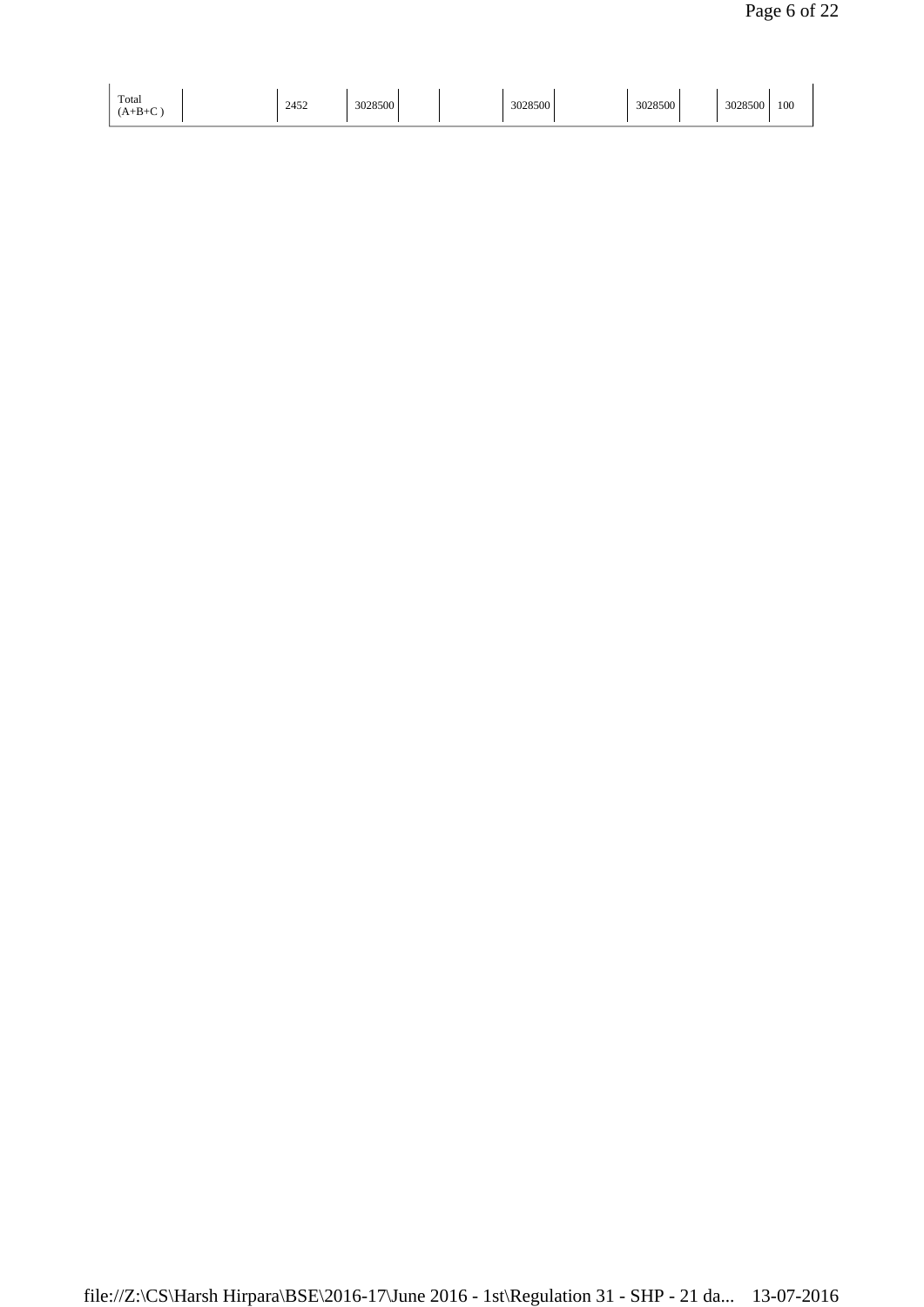| | | | | | | | | | | |
|---|---|---|---|---|---|---|---|---|---|---|
| Total (A+B+C ) | | 2452 | 3028500 | | | 3028500 | | 3028500 | 3028500 | 100 |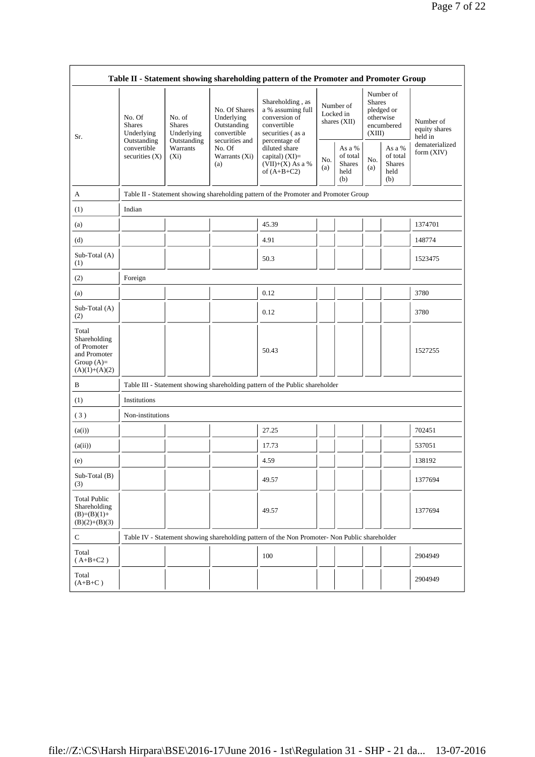| Table II - Statement showing shareholding pattern of the Promoter and Promoter Group | | | | | | | | | |
|---|---|---|---|---|---|---|---|---|---|
| Sr. | No. Of Shares Underlying Outstanding convertible securities (X) | No. of Shares Underlying Outstanding Warrants (Xi) | No. Of Shares Underlying Outstanding convertible securities and No. Of Warrants (Xi) (a) | Shareholding , as a % assuming full conversion of convertible securities ( as a percentage of diluted share capital) (XI)= (VII)+(X) As a % of (A+B+C2) | Number of Locked in shares (XII) | | Number of Shares pledged or otherwise encumbered (XIII) | | Number of equity shares held in dematerialized form (XIV) |
| | | | | | No. (a) | As a % of total Shares held (b) | No. (a) | As a % of total Shares held (b) | |
| A | Table II - Statement showing shareholding pattern of the Promoter and Promoter Group | | | | | | | | |
| (1) | Indian | | | | | | | | |
| (a) | | | | 45.39 | | | | | 1374701 |
| (d) | | | | 4.91 | | | | | 148774 |
| Sub-Total (A) (1) | | | | 50.3 | | | | | 1523475 |
| (2) | Foreign | | | | | | | | |
| (a) | | | | 0.12 | | | | | 3780 |
| Sub-Total (A) (2) | | | | 0.12 | | | | | 3780 |
| Total Shareholding of Promoter and Promoter Group (A)= (A)(1)+(A)(2) | | | | 50.43 | | | | | 1527255 |
| B | Table III - Statement showing shareholding pattern of the Public shareholder | | | | | | | | |
| (1) | Institutions | | | | | | | | |
| ( 3 ) | Non-institutions | | | | | | | | |
| (a(i)) | | | | 27.25 | | | | | 702451 |
| (a(ii)) | | | | 17.73 | | | | | 537051 |
| (e) | | | | 4.59 | | | | | 138192 |
| Sub-Total (B) (3) | | | | 49.57 | | | | | 1377694 |
| Total Public Shareholding (B)=(B)(1)+ (B)(2)+(B)(3) | | | | 49.57 | | | | | 1377694 |
| C | Table IV - Statement showing shareholding pattern of the Non Promoter- Non Public shareholder | | | | | | | | |
| Total ( A+B+C2 ) | | | | 100 | | | | | 2904949 |
| Total (A+B+C ) | | | | | | | | | 2904949 |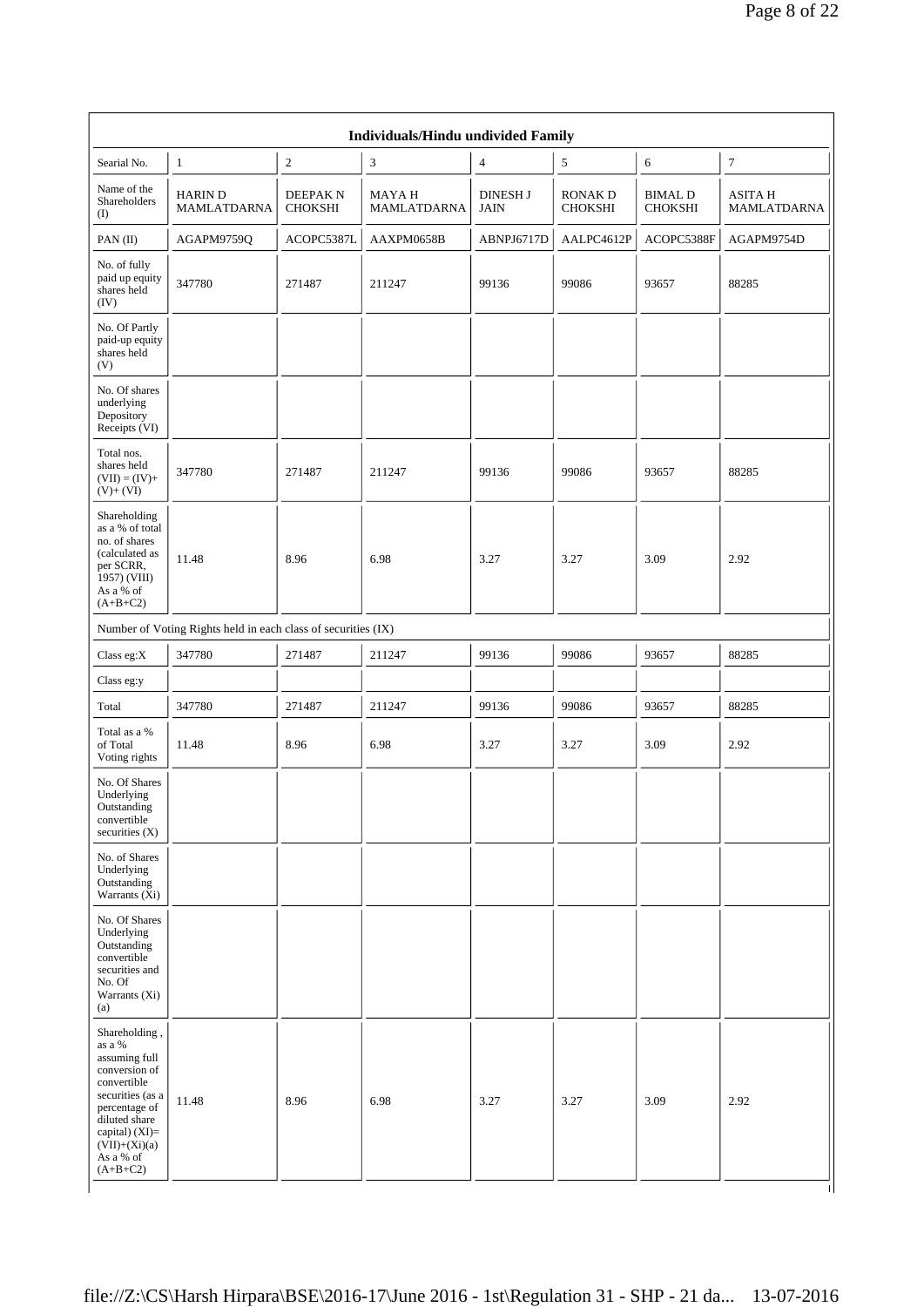| Individuals/Hindu undivided Family | | | | | | | |
|---|---|---|---|---|---|---|---|
| Searial No. | 1 | 2 | 3 | 4 | 5 | 6 | 7 |
| Name of the Shareholders (I) | HARIN D MAMLATDARNA | DEEPAK N CHOKSHI | MAYA H MAMLATDARNA | DINESH J JAIN | RONAK D CHOKSHI | BIMAL D CHOKSHI | ASITA H MAMLATDARNA |
| PAN (II) | AGAPM9759Q | ACOPC5387L | AAXPM0658B | ABNPJ6717D | AALPC4612P | ACOPC5388F | AGAPM9754D |
| No. of fully paid up equity shares held (IV) | 347780 | 271487 | 211247 | 99136 | 99086 | 93657 | 88285 |
| No. Of Partly paid-up equity shares held (V) | | | | | | | |
| No. Of shares underlying Depository Receipts (VI) | | | | | | | |
| Total nos. shares held (VII) = (IV)+ (V)+ (VI) | 347780 | 271487 | 211247 | 99136 | 99086 | 93657 | 88285 |
| Shareholding as a % of total no. of shares (calculated as per SCRR, 1957) (VIII) As a % of (A+B+C2) | 11.48 | 8.96 | 6.98 | 3.27 | 3.27 | 3.09 | 2.92 |
| Number of Voting Rights held in each class of securities (IX) | | | | | | | |
| Class eg:X | 347780 | 271487 | 211247 | 99136 | 99086 | 93657 | 88285 |
| Class eg:y | | | | | | | |
| Total | 347780 | 271487 | 211247 | 99136 | 99086 | 93657 | 88285 |
| Total as a % of Total Voting rights | 11.48 | 8.96 | 6.98 | 3.27 | 3.27 | 3.09 | 2.92 |
| No. Of Shares Underlying Outstanding convertible securities (X) | | | | | | | |
| No. of Shares Underlying Outstanding Warrants (Xi) | | | | | | | |
| No. Of Shares Underlying Outstanding convertible securities and No. Of Warrants (Xi) (a) | | | | | | | |
| Shareholding , as a % assuming full conversion of convertible securities (as a percentage of diluted share capital) (XI)= (VII)+(Xi)(a) As a % of (A+B+C2) | 11.48 | 8.96 | 6.98 | 3.27 | 3.27 | 3.09 | 2.92 |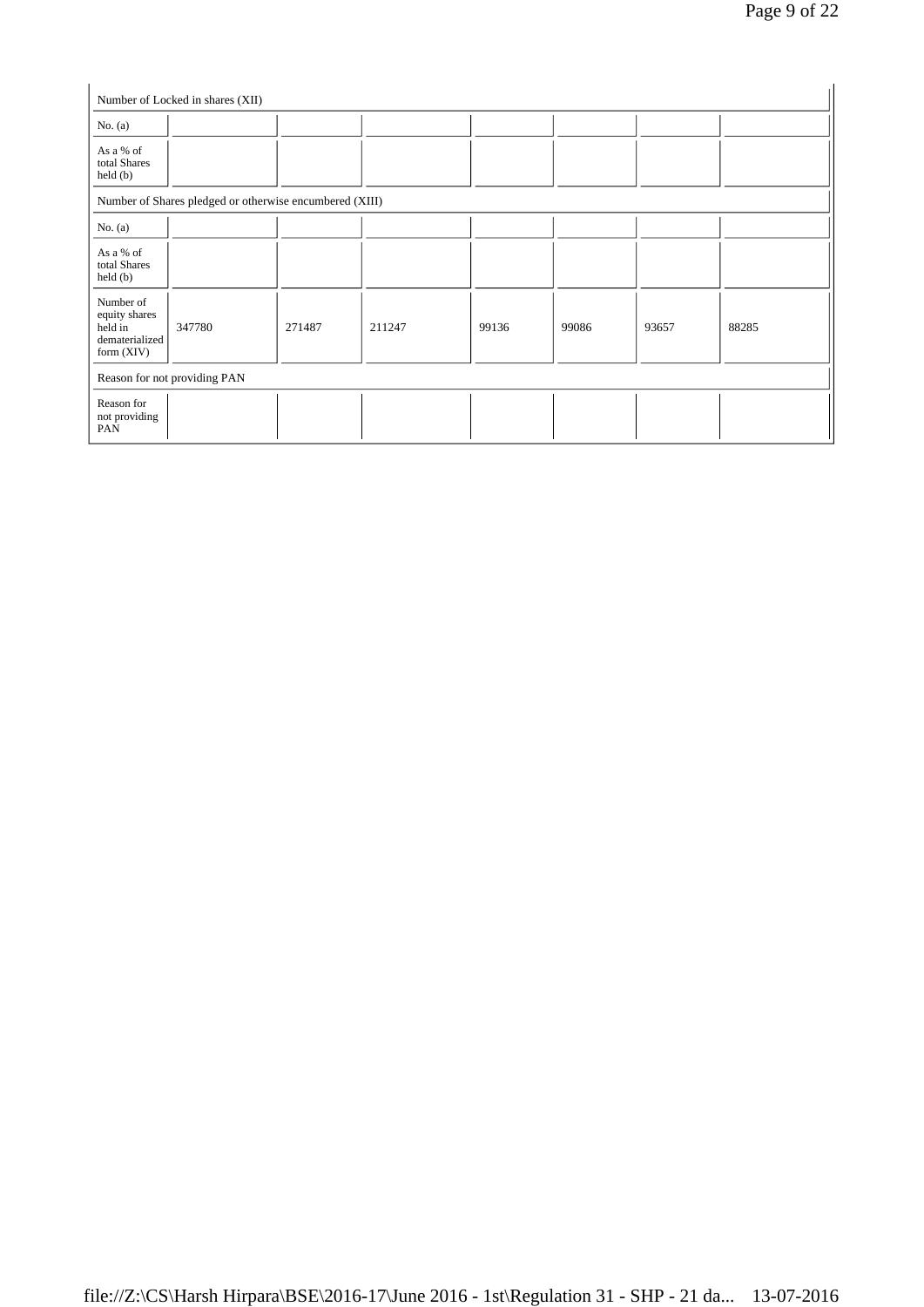| | | | | | | | |
|---|---|---|---|---|---|---|---|
| Number of Locked in shares (XII) | | | | | | | |
| No. (a) | | | | | | | |
| As a % of total Shares held (b) | | | | | | | |
| Number of Shares pledged or otherwise encumbered (XIII) | | | | | | | |
| No. (a) | | | | | | | |
| As a % of total Shares held (b) | | | | | | | |
| Number of equity shares held in dematerialized form (XIV) | 347780 | 271487 | 211247 | 99136 | 99086 | 93657 | 88285 |
| Reason for not providing PAN | | | | | | | |
| Reason for not providing PAN | | | | | | | |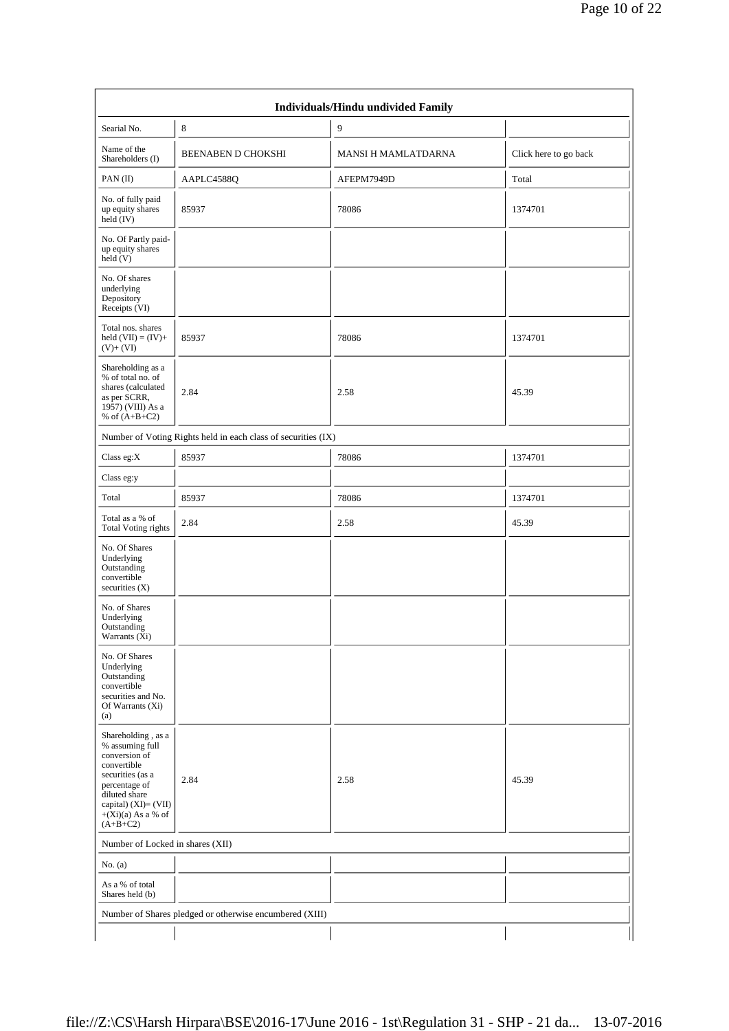| Individuals/Hindu undivided Family | | | |
|---|---|---|---|
| Searial No. | 8 | 9 | |
| Name of the Shareholders (I) | BEENABEN D CHOKSHI | MANSI H MAMLATDARNA | Click here to go back |
| PAN (II) | AAPLC4588Q | AFEPM7949D | Total |
| No. of fully paid up equity shares held (IV) | 85937 | 78086 | 1374701 |
| No. Of Partly paid-up equity shares held (V) | | | |
| No. Of shares underlying Depository Receipts (VI) | | | |
| Total nos. shares held (VII) = (IV)+ (V)+ (VI) | 85937 | 78086 | 1374701 |
| Shareholding as a % of total no. of shares (calculated as per SCRR, 1957) (VIII) As a % of (A+B+C2) | 2.84 | 2.58 | 45.39 |
| Number of Voting Rights held in each class of securities (IX) | | | |
| Class eg:X | 85937 | 78086 | 1374701 |
| Class eg:y | | | |
| Total | 85937 | 78086 | 1374701 |
| Total as a % of Total Voting rights | 2.84 | 2.58 | 45.39 |
| No. Of Shares Underlying Outstanding convertible securities (X) | | | |
| No. of Shares Underlying Outstanding Warrants (Xi) | | | |
| No. Of Shares Underlying Outstanding convertible securities and No. Of Warrants (Xi) (a) | | | |
| Shareholding , as a % assuming full conversion of convertible securities (as a percentage of diluted share capital) (XI)= (VII)+(Xi)(a) As a % of (A+B+C2) | 2.84 | 2.58 | 45.39 |
| Number of Locked in shares (XII) | | | |
| No. (a) | | | |
| As a % of total Shares held (b) | | | |
| Number of Shares pledged or otherwise encumbered (XIII) | | | |
| | | | |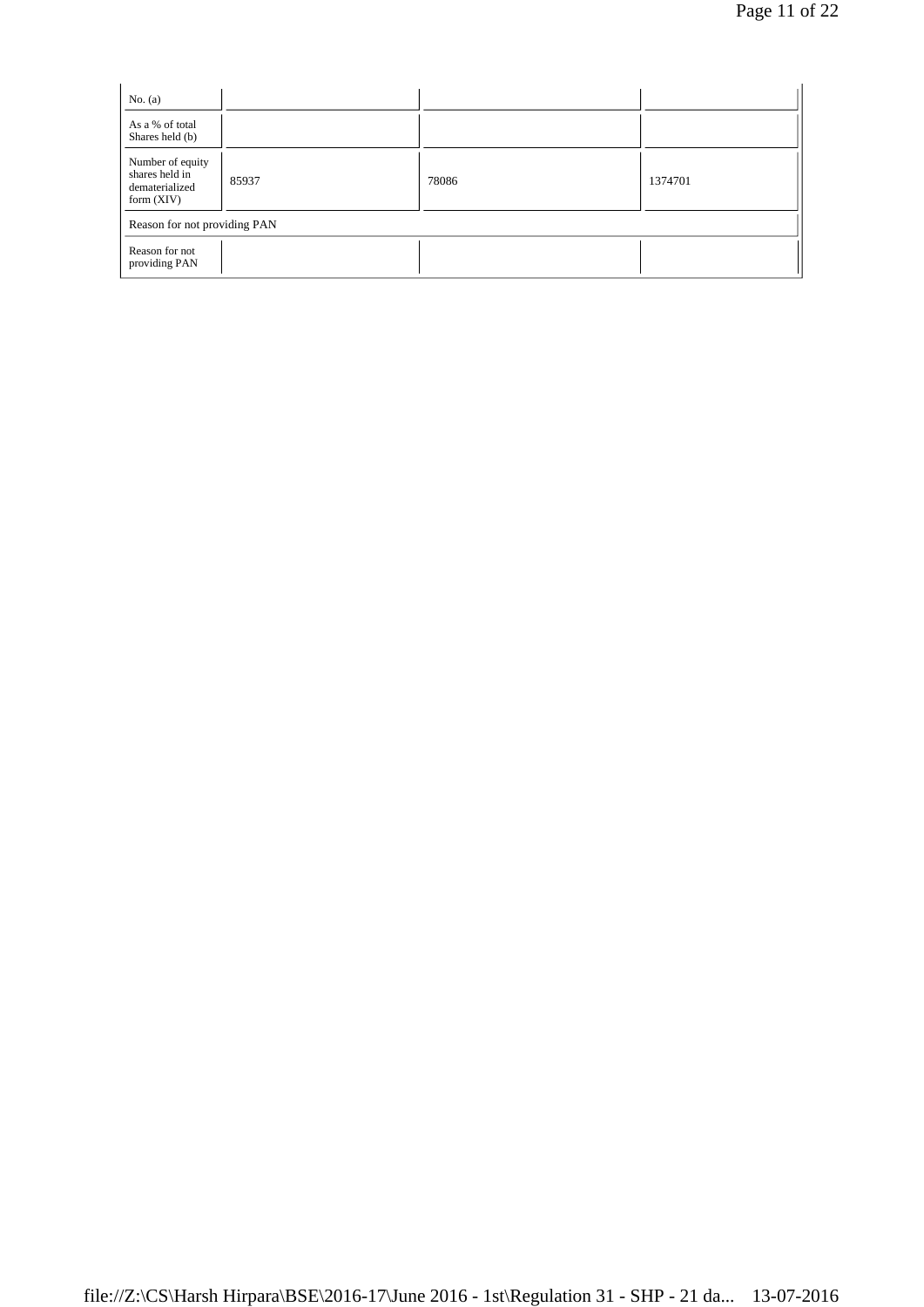| | | | |
|---|---|---|---|
| No. (a) | | | |
| As a % of total Shares held (b) | | | |
| Number of equity shares held in dematerialized form (XIV) | 85937 | 78086 | 1374701 |
| Reason for not providing PAN | | | |
| Reason for not providing PAN | | | |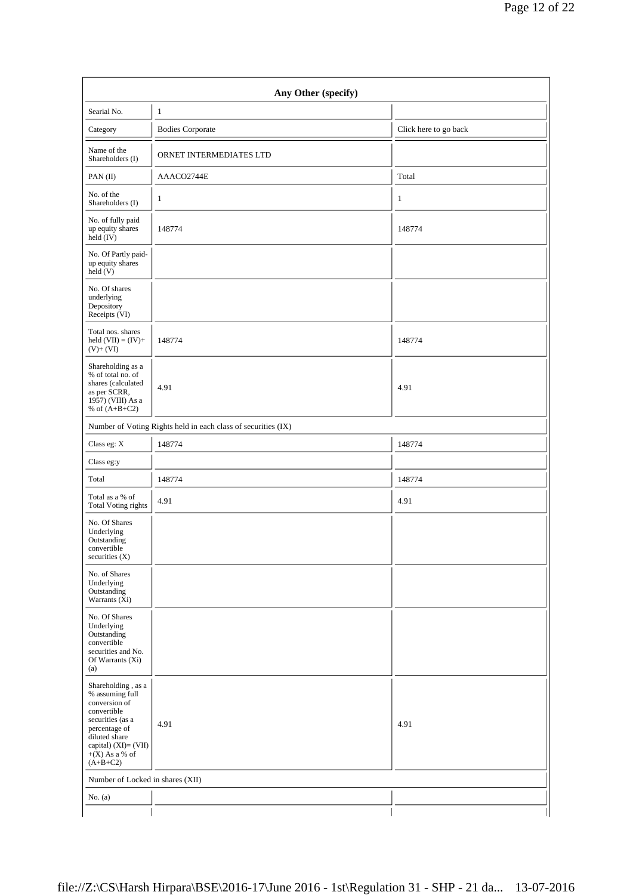| Any Other (specify) | | |
|---|---|---|
| Searial No. | 1 | |
| Category | Bodies Corporate | Click here to go back |
| Name of the Shareholders (I) | ORNET INTERMEDIATES LTD | |
| PAN (II) | AAACO2744E | Total |
| No. of the Shareholders (I) | 1 | 1 |
| No. of fully paid up equity shares held (IV) | 148774 | 148774 |
| No. Of Partly paid-up equity shares held (V) | | |
| No. Of shares underlying Depository Receipts (VI) | | |
| Total nos. shares held (VII) = (IV)+ (V)+ (VI) | 148774 | 148774 |
| Shareholding as a % of total no. of shares (calculated as per SCRR, 1957) (VIII) As a % of (A+B+C2) | 4.91 | 4.91 |
| Number of Voting Rights held in each class of securities (IX) | | |
| Class eg: X | 148774 | 148774 |
| Class eg:y | | |
| Total | 148774 | 148774 |
| Total as a % of Total Voting rights | 4.91 | 4.91 |
| No. Of Shares Underlying Outstanding convertible securities (X) | | |
| No. of Shares Underlying Outstanding Warrants (Xi) | | |
| No. Of Shares Underlying Outstanding convertible securities and No. Of Warrants (Xi) (a) | | |
| Shareholding , as a % assuming full conversion of convertible securities (as a percentage of diluted share capital) (XI)= (VII)+(X) As a % of (A+B+C2) | 4.91 | 4.91 |
| Number of Locked in shares (XII) | | |
| No. (a) | | |
| | | |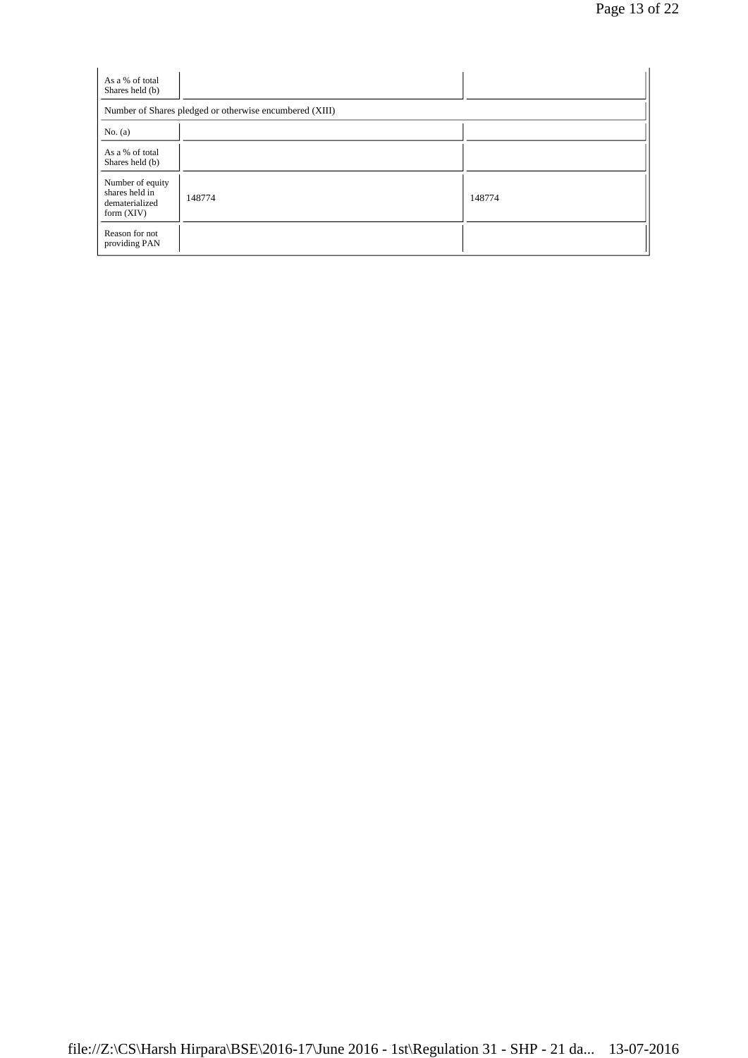| | | |
|---|---|---|
| As a % of total Shares held (b) | | |
| Number of Shares pledged or otherwise encumbered (XIII) | | |
| No. (a) | | |
| As a % of total Shares held (b) | | |
| Number of equity shares held in dematerialized form (XIV) | 148774 | 148774 |
| Reason for not providing PAN | | |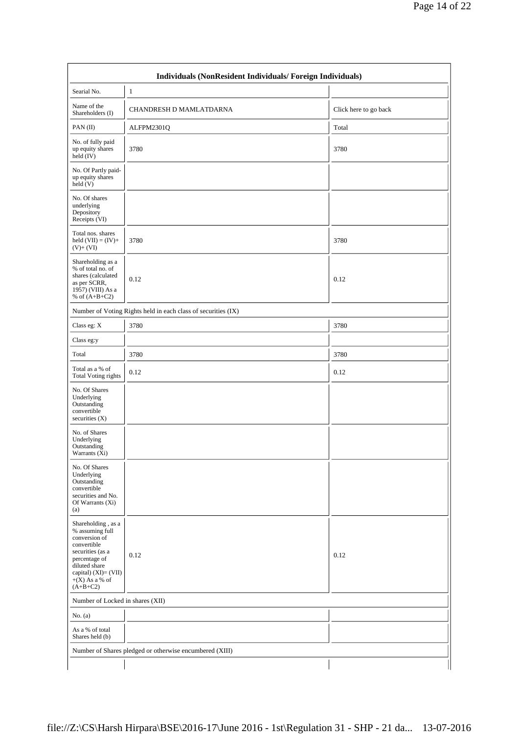| Individuals (NonResident Individuals/ Foreign Individuals) | | |
|---|---|---|
| Searial No. | 1 | |
| Name of the Shareholders (I) | CHANDRESH D MAMLATDARNA | Click here to go back |
| PAN (II) | ALFPM2301Q | Total |
| No. of fully paid up equity shares held (IV) | 3780 | 3780 |
| No. Of Partly paid-up equity shares held (V) | | |
| No. Of shares underlying Depository Receipts (VI) | | |
| Total nos. shares held (VII) = (IV)+ (V)+ (VI) | 3780 | 3780 |
| Shareholding as a % of total no. of shares (calculated as per SCRR, 1957) (VIII) As a % of (A+B+C2) | 0.12 | 0.12 |
| Number of Voting Rights held in each class of securities (IX) | | |
| Class eg: X | 3780 | 3780 |
| Class eg:y | | |
| Total | 3780 | 3780 |
| Total as a % of Total Voting rights | 0.12 | 0.12 |
| No. Of Shares Underlying Outstanding convertible securities (X) | | |
| No. of Shares Underlying Outstanding Warrants (Xi) | | |
| No. Of Shares Underlying Outstanding convertible securities and No. Of Warrants (Xi) (a) | | |
| Shareholding , as a % assuming full conversion of convertible securities (as a percentage of diluted share capital) (XI)= (VII) +(X) As a % of (A+B+C2) | 0.12 | 0.12 |
| Number of Locked in shares (XII) | | |
| No. (a) | | |
| As a % of total Shares held (b) | | |
| Number of Shares pledged or otherwise encumbered (XIII) | | |
| | | |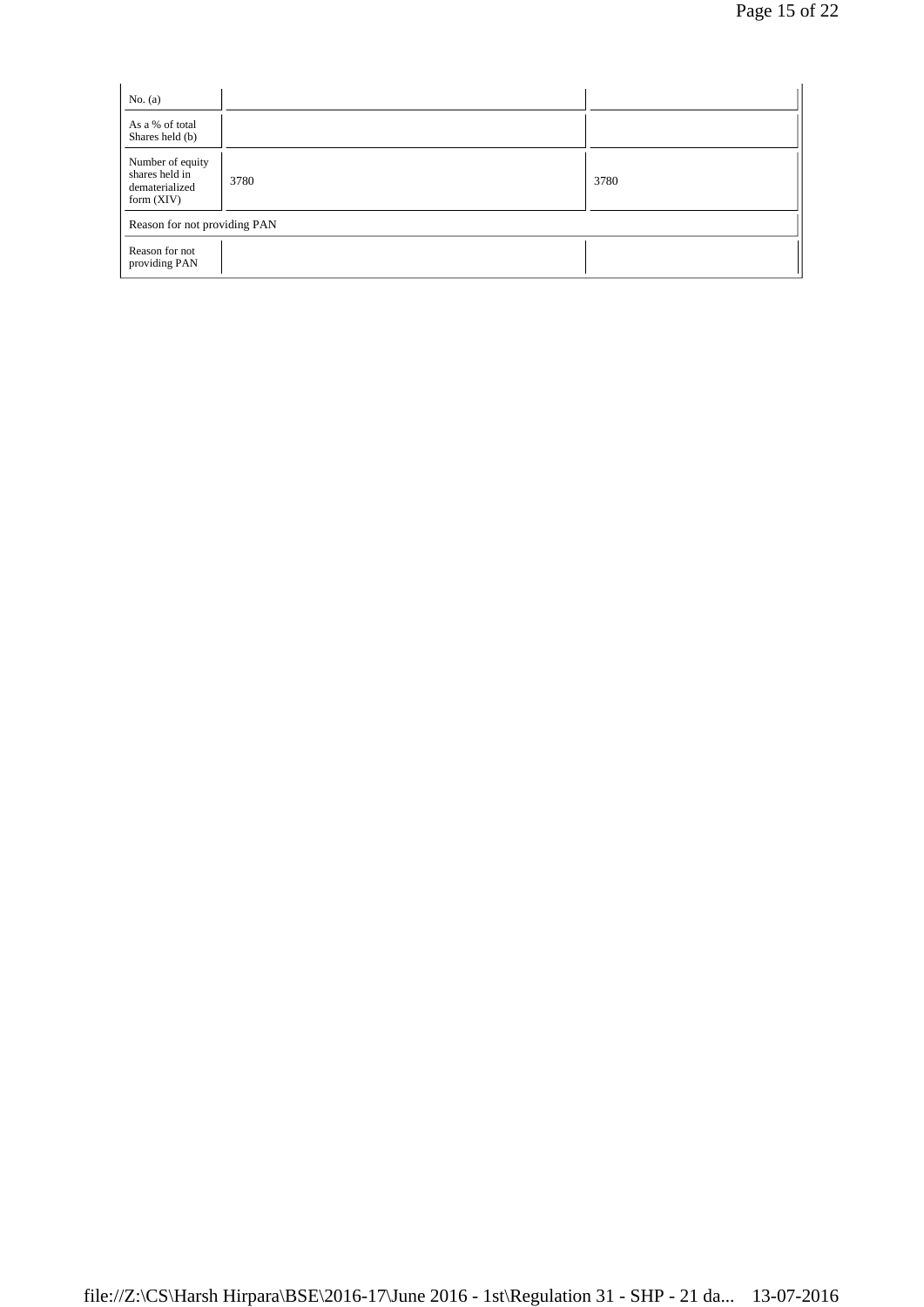| | | |
|---|---|---|
| No. (a) | | |
| As a % of total Shares held (b) | | |
| Number of equity shares held in dematerialized form (XIV) | 3780 | 3780 |
| Reason for not providing PAN | | |
| Reason for not providing PAN | | |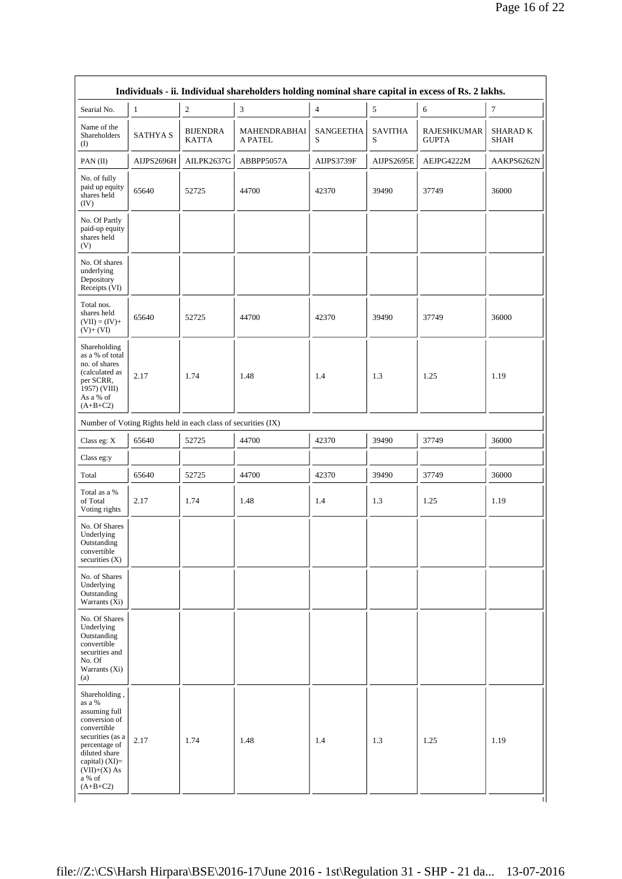| Individuals - ii. Individual shareholders holding nominal share capital in excess of Rs. 2 lakhs. | | | | | | | |
|---|---|---|---|---|---|---|---|
| Searial No. | 1 | 2 | 3 | 4 | 5 | 6 | 7 |
| Name of the Shareholders (I) | SATHYA S | BIJENDRA KATTA | MAHENDRABHAI A PATEL | SANGEETHA S | SAVITHA S | RAJESHKUMAR GUPTA | SHARAD K SHAH |
| PAN (II) | AIJPS2696H | AILPK2637G | ABBPP5057A | AIJPS3739F | AIJPS2695E | AEJPG4222M | AAKPS6262N |
| No. of fully paid up equity shares held (IV) | 65640 | 52725 | 44700 | 42370 | 39490 | 37749 | 36000 |
| No. Of Partly paid-up equity shares held (V) | | | | | | | |
| No. Of shares underlying Depository Receipts (VI) | | | | | | | |
| Total nos. shares held (VII) = (IV)+ (V)+ (VI) | 65640 | 52725 | 44700 | 42370 | 39490 | 37749 | 36000 |
| Shareholding as a % of total no. of shares (calculated as per SCRR, 1957) (VIII) As a % of (A+B+C2) | 2.17 | 1.74 | 1.48 | 1.4 | 1.3 | 1.25 | 1.19 |
| Number of Voting Rights held in each class of securities (IX) | | | | | | | |
| Class eg: X | 65640 | 52725 | 44700 | 42370 | 39490 | 37749 | 36000 |
| Class eg:y | | | | | | | |
| Total | 65640 | 52725 | 44700 | 42370 | 39490 | 37749 | 36000 |
| Total as a % of Total Voting rights | 2.17 | 1.74 | 1.48 | 1.4 | 1.3 | 1.25 | 1.19 |
| No. Of Shares Underlying Outstanding convertible securities (X) | | | | | | | |
| No. of Shares Underlying Outstanding Warrants (Xi) | | | | | | | |
| No. Of Shares Underlying Outstanding convertible securities and No. Of Warrants (Xi) (a) | | | | | | | |
| Shareholding , as a % assuming full conversion of convertible securities (as a percentage of diluted share capital) (XI)= (VII)+(X) As a % of (A+B+C2) | 2.17 | 1.74 | 1.48 | 1.4 | 1.3 | 1.25 | 1.19 |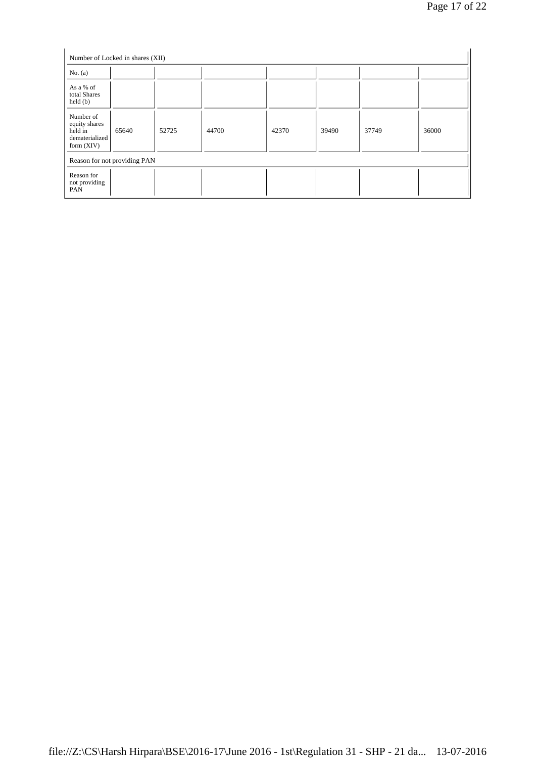| | | | | | | | |
|---|---|---|---|---|---|---|---|
| Number of Locked in shares (XII) | | | | | | | |
| No. (a) | | | | | | | |
| As a % of total Shares held (b) | | | | | | | |
| Number of equity shares held in dematerialized form (XIV) | 65640 | 52725 | 44700 | 42370 | 39490 | 37749 | 36000 |
| Reason for not providing PAN | | | | | | | |
| Reason for not providing PAN | | | | | | | |

file://Z:\CS\Harsh Hirpara\BSE\2016-17\June 2016 - 1st\Regulation 31 - SHP - 21 da... 13-07-2016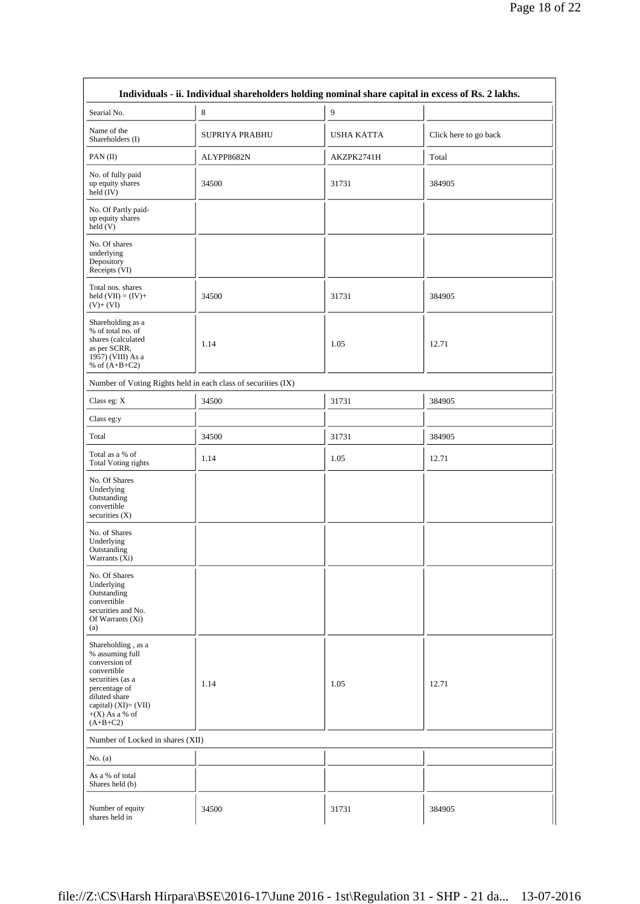| Individuals - ii. Individual shareholders holding nominal share capital in excess of Rs. 2 lakhs. | | | |
|---|---|---|---|
| Searial No. | 8 | 9 | |
| Name of the Shareholders (I) | SUPRIYA PRABHU | USHA KATTA | Click here to go back |
| PAN (II) | ALYPP8682N | AKZPK2741H | Total |
| No. of fully paid up equity shares held (IV) | 34500 | 31731 | 384905 |
| No. Of Partly paid-up equity shares held (V) | | | |
| No. Of shares underlying Depository Receipts (VI) | | | |
| Total nos. shares held (VII) = (IV)+ (V)+ (VI) | 34500 | 31731 | 384905 |
| Shareholding as a % of total no. of shares (calculated as per SCRR, 1957) (VIII) As a % of (A+B+C2) | 1.14 | 1.05 | 12.71 |
| Number of Voting Rights held in each class of securities (IX) | | | |
| Class eg: X | 34500 | 31731 | 384905 |
| Class eg:y | | | |
| Total | 34500 | 31731 | 384905 |
| Total as a % of Total Voting rights | 1.14 | 1.05 | 12.71 |
| No. Of Shares Underlying Outstanding convertible securities (X) | | | |
| No. of Shares Underlying Outstanding Warrants (Xi) | | | |
| No. Of Shares Underlying Outstanding convertible securities and No. Of Warrants (Xi) (a) | | | |
| Shareholding , as a % assuming full conversion of convertible securities (as a percentage of diluted share capital) (XI)= (VII) +(X) As a % of (A+B+C2) | 1.14 | 1.05 | 12.71 |
| Number of Locked in shares (XII) | | | |
| No. (a) | | | |
| As a % of total Shares held (b) | | | |
| Number of equity shares held in | 34500 | 31731 | 384905 |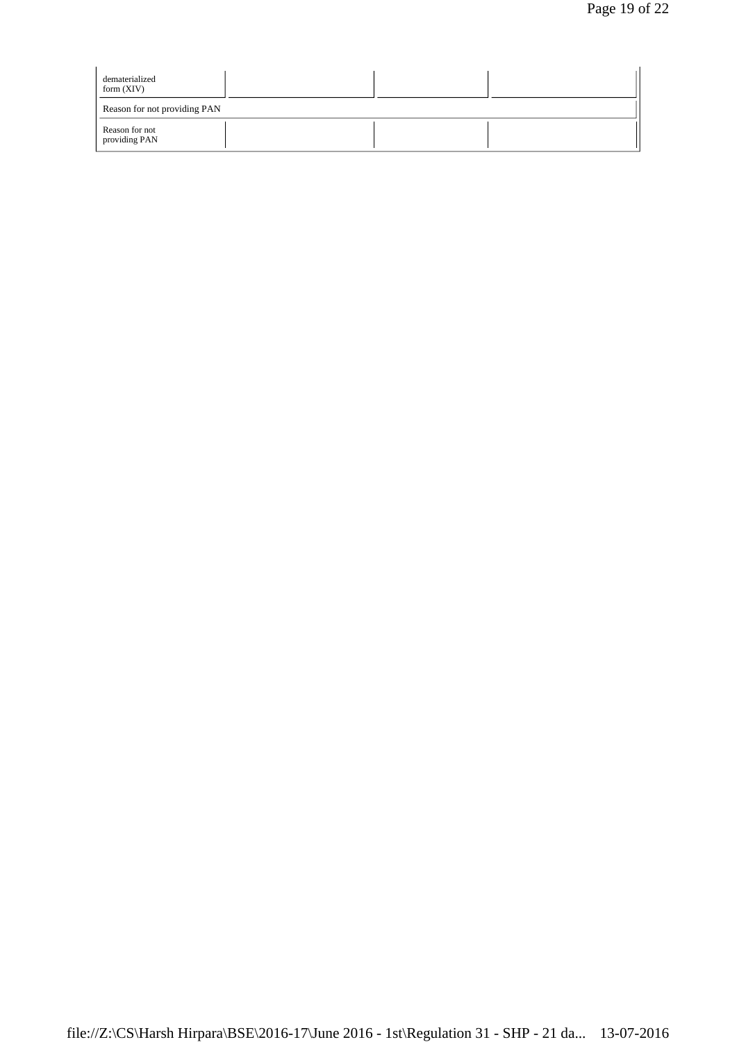| | | | |
|---|---|---|---|
| dematerialized form (XIV) | | | |
| Reason for not providing PAN | | | |
| Reason for not providing PAN | | | |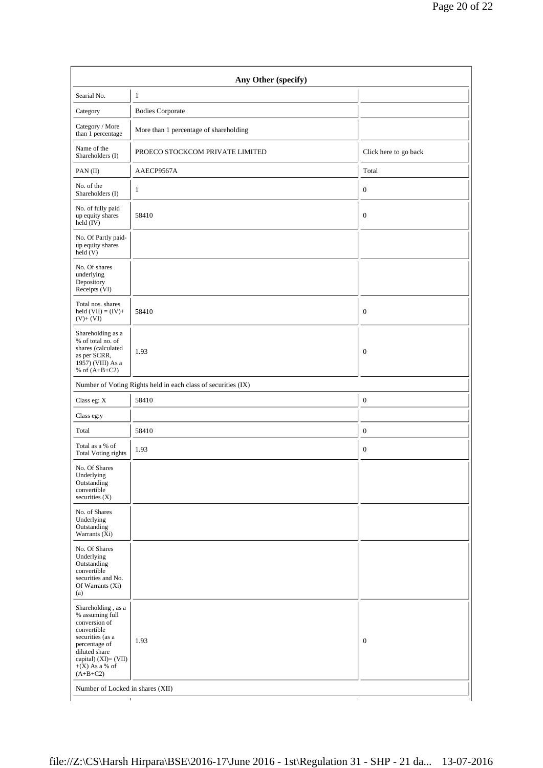| Any Other (specify) | | |
|---|---|---|
| Searial No. | 1 | |
| Category | Bodies Corporate | |
| Category / More than 1 percentage | More than 1 percentage of shareholding | |
| Name of the Shareholders (I) | PROECO STOCKCOM PRIVATE LIMITED | Click here to go back |
| PAN (II) | AAECP9567A | Total |
| No. of the Shareholders (I) | 1 | 0 |
| No. of fully paid up equity shares held (IV) | 58410 | 0 |
| No. Of Partly paid-up equity shares held (V) | | |
| No. Of shares underlying Depository Receipts (VI) | | |
| Total nos. shares held (VII) = (IV)+ (V)+ (VI) | 58410 | 0 |
| Shareholding as a % of total no. of shares (calculated as per SCRR, 1957) (VIII) As a % of (A+B+C2) | 1.93 | 0 |
| Number of Voting Rights held in each class of securities (IX) | | |
| Class eg: X | 58410 | 0 |
| Class eg:y | | |
| Total | 58410 | 0 |
| Total as a % of Total Voting rights | 1.93 | 0 |
| No. Of Shares Underlying Outstanding convertible securities (X) | | |
| No. of Shares Underlying Outstanding Warrants (Xi) | | |
| No. Of Shares Underlying Outstanding convertible securities and No. Of Warrants (Xi) (a) | | |
| Shareholding , as a % assuming full conversion of convertible securities (as a percentage of diluted share capital) (XI)= (VII) +(X) As a % of (A+B+C2) | 1.93 | 0 |
| Number of Locked in shares (XII) | | |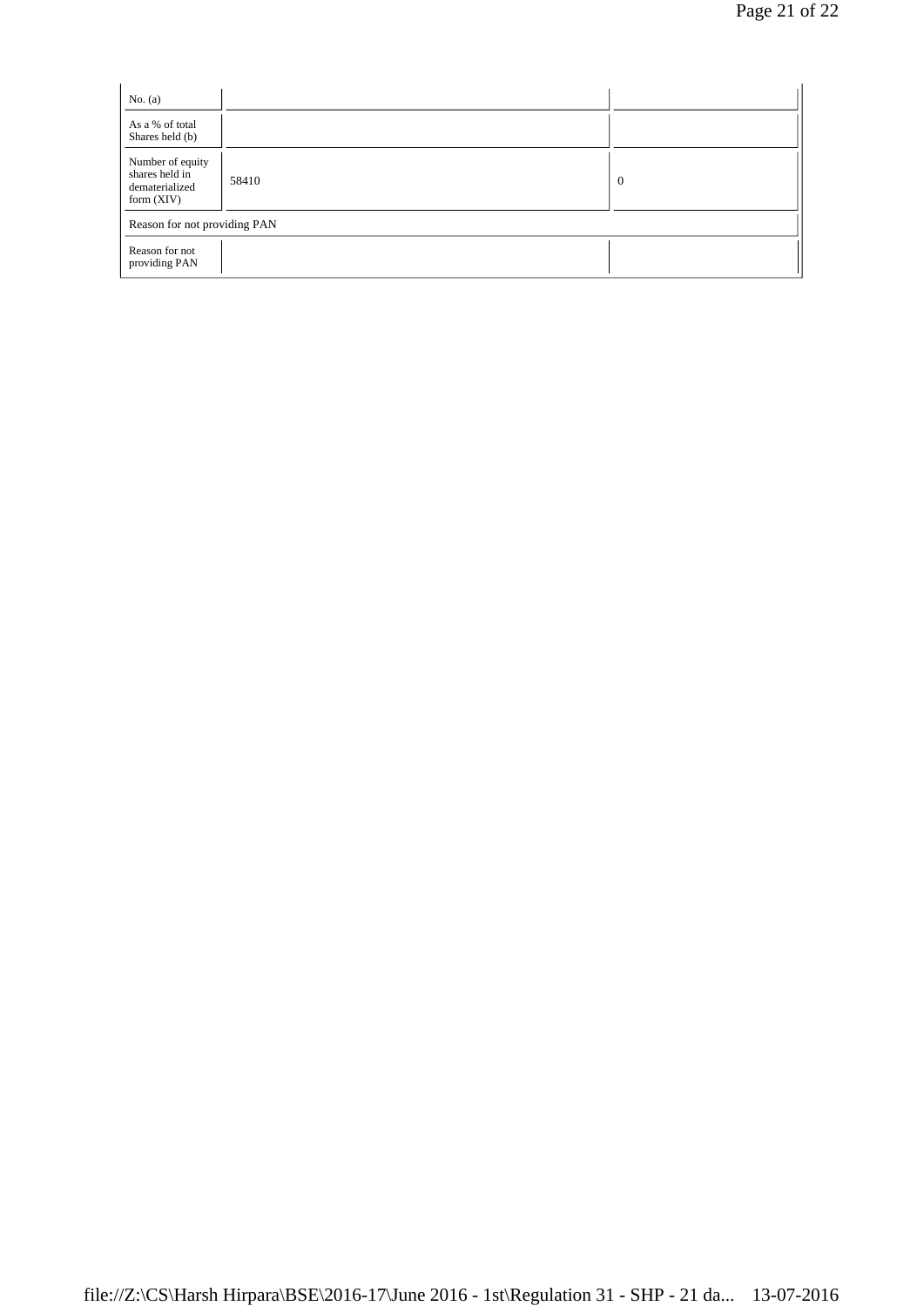| | | |
|---|---|---|
| No. (a) | | |
| As a % of total Shares held (b) | | |
| Number of equity shares held in dematerialized form (XIV) | 58410 | 0 |
| Reason for not providing PAN | | |
| Reason for not providing PAN | | |